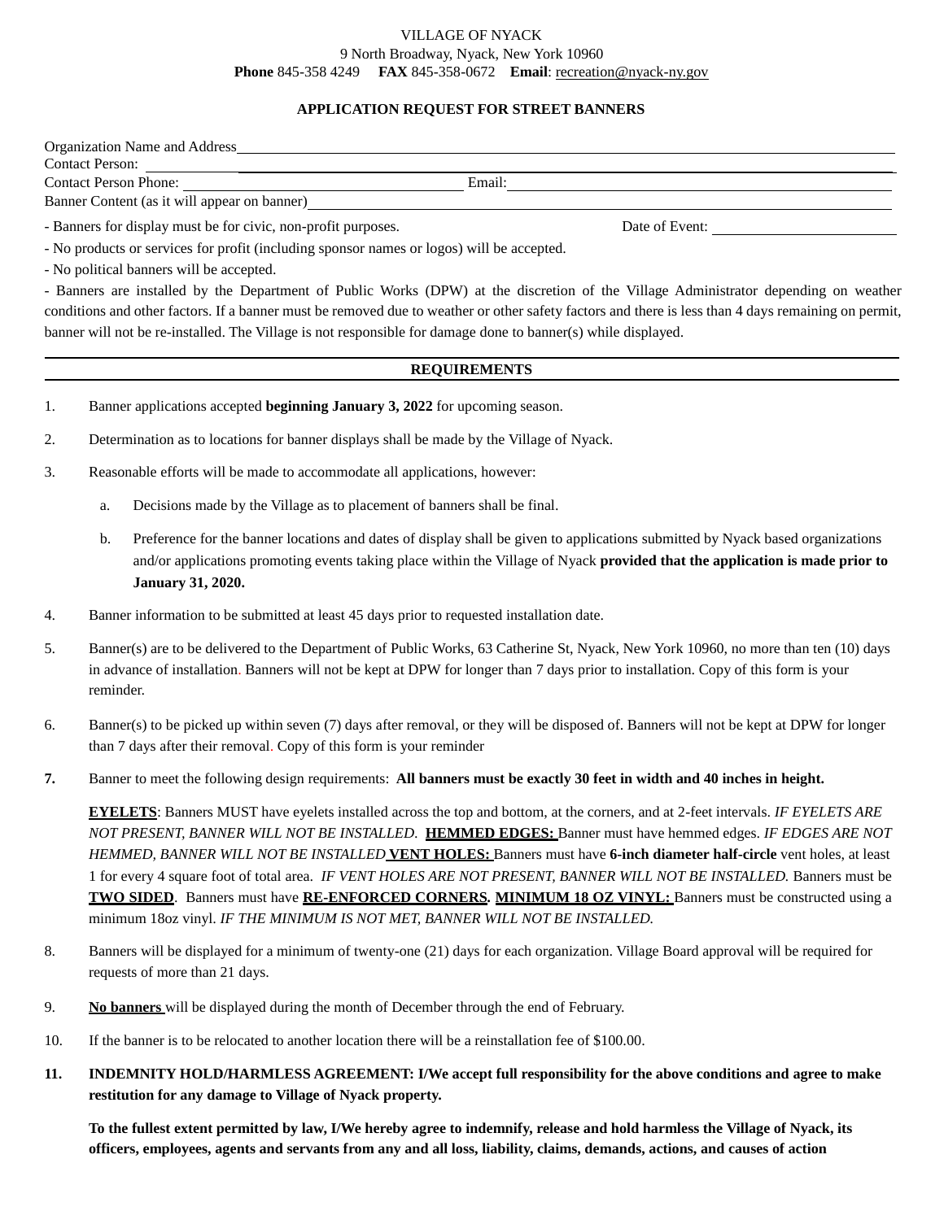VILLAGE OF NYACK
9 North Broadway, Nyack, New York 10960
**Phone** 845-358 4249 **FAX** 845-358-0672 **Email**: recreation@nyack-ny.gov

**APPLICATION REQUEST FOR STREET BANNERS**

Organization Name and Address\_\_\_\_\_\_\_\_\_\_\_\_\_\_\_\_\_\_\_\_\_\_\_\_\_\_\_\_\_\_\_\_\_\_\_\_\_\_\_\_

Contact Person: \_\_\_\_\_\_\_\_\_\_\_\_\_\_\_\_\_\_\_\_\_\_\_\_\_\_\_\_\_\_\_\_\_\_\_\_\_\_\_\_

Contact Person Phone: \_\_\_\_\_\_\_\_\_\_\_\_\_\_\_\_\_\_\_\_ Email:\_\_\_\_\_\_\_\_\_\_\_\_\_\_\_\_\_\_\_\_

Banner Content (as it will appear on banner)\_\_\_\_\_\_\_\_\_\_\_\_\_\_\_\_\_\_\_\_\_\_\_\_\_\_\_\_\_\_\_\_\_\_\_\_\_\_\_\_

- Banners for display must be for civic, non-profit purposes. Date of Event: \_\_\_\_\_\_\_\_\_\_\_\_\_\_\_\_\_\_\_\_

- No products or services for profit (including sponsor names or logos) will be accepted.

- No political banners will be accepted.

- Banners are installed by the Department of Public Works (DPW) at the discretion of the Village Administrator depending on weather conditions and other factors. If a banner must be removed due to weather or other safety factors and there is less than 4 days remaining on permit, banner will not be re-installed. The Village is not responsible for damage done to banner(s) while displayed.

---

**REQUIREMENTS**

---

1. Banner applications accepted **beginning January 3, 2022** for upcoming season.
2. Determination as to locations for banner displays shall be made by the Village of Nyack.
3. Reasonable efforts will be made to accommodate all applications, however:
   a. Decisions made by the Village as to placement of banners shall be final.
   b. Preference for the banner locations and dates of display shall be given to applications submitted by Nyack based organizations and/or applications promoting events taking place within the Village of Nyack **provided that the application is made prior to January 31, 2020.**
4. Banner information to be submitted at least 45 days prior to requested installation date.
5. Banner(s) are to be delivered to the Department of Public Works, 63 Catherine St, Nyack, New York 10960, no more than ten (10) days in advance of installation. Banners will not be kept at DPW for longer than 7 days prior to installation. Copy of this form is your reminder.
6. Banner(s) to be picked up within seven (7) days after removal, or they will be disposed of. Banners will not be kept at DPW for longer than 7 days after their removal. Copy of this form is your reminder
7. Banner to meet the following design requirements: **All banners must be exactly 30 feet in width and 40 inches in height.**

   **EYELETS**: Banners MUST have eyelets installed across the top and bottom, at the corners, and at 2-feet intervals. *IF EYELETS ARE NOT PRESENT, BANNER WILL NOT BE INSTALLED*. **HEMMED EDGES:** Banner must have hemmed edges. *IF EDGES ARE NOT HEMMED, BANNER WILL NOT BE INSTALLED* **VENT HOLES:** Banners must have **6-inch diameter half-circle** vent holes, at least 1 for every 4 square foot of total area. *IF VENT HOLES ARE NOT PRESENT, BANNER WILL NOT BE INSTALLED.* Banners must be **TWO SIDED**. Banners must have **RE-ENFORCED CORNERS. MINIMUM 18 OZ VINYL:** Banners must be constructed using a minimum 18oz vinyl. *IF THE MINIMUM IS NOT MET, BANNER WILL NOT BE INSTALLED.*
8. Banners will be displayed for a minimum of twenty-one (21) days for each organization. Village Board approval will be required for requests of more than 21 days.
9. **No banners** will be displayed during the month of December through the end of February.
10. If the banner is to be relocated to another location there will be a reinstallation fee of $100.00.
11. **INDEMNITY HOLD/HARMLESS AGREEMENT: I/We accept full responsibility for the above conditions and agree to make restitution for any damage to Village of Nyack property.**

    **To the fullest extent permitted by law, I/We hereby agree to indemnify, release and hold harmless the Village of Nyack, its officers, employees, agents and servants from any and all loss, liability, claims, demands, actions, and causes of action**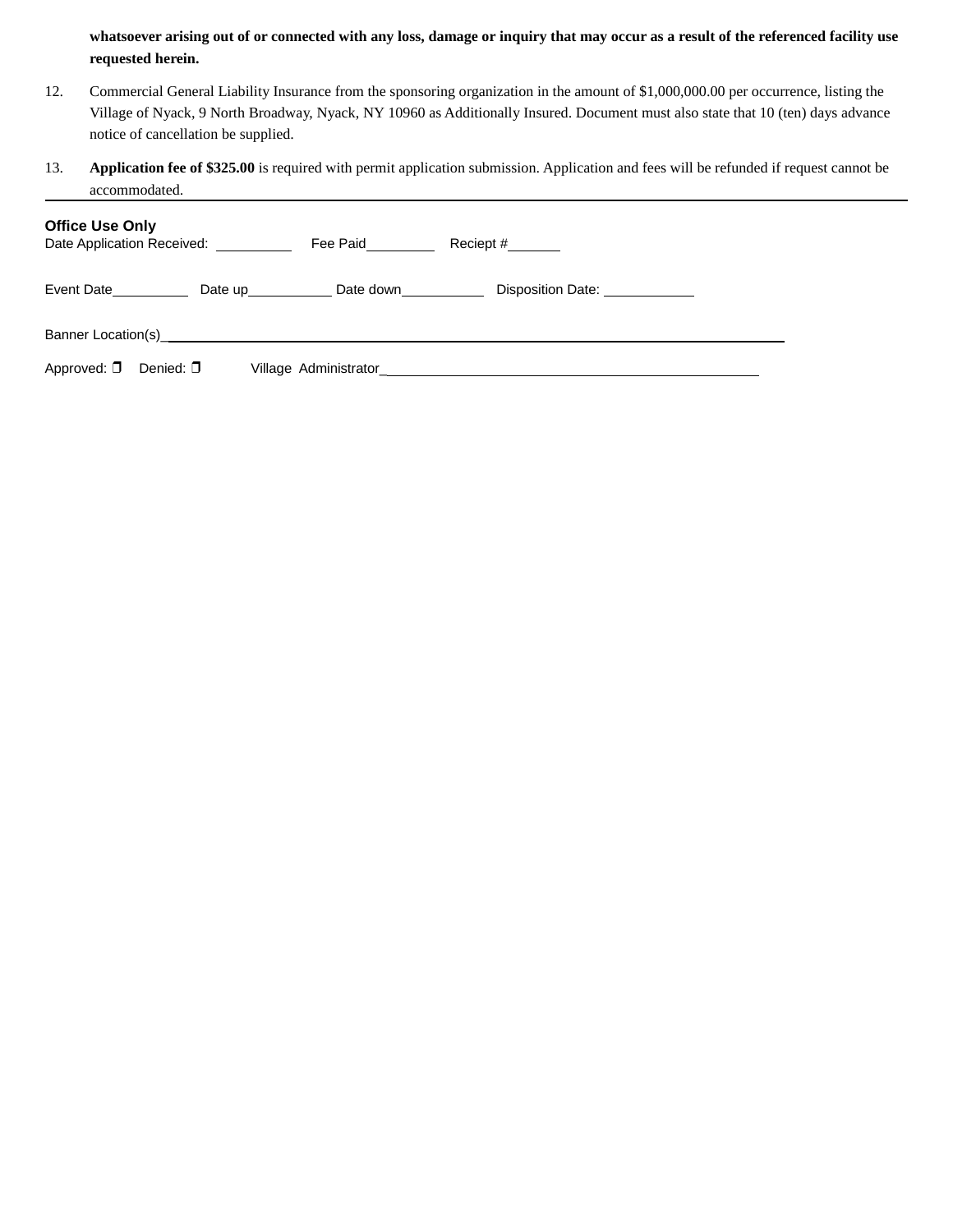**whatsoever arising out of or connected with any loss, damage or inquiry that may occur as a result of the referenced facility use requested herein.**

12. Commercial General Liability Insurance from the sponsoring organization in the amount of $1,000,000.00 per occurrence, listing the Village of Nyack, 9 North Broadway, Nyack, NY 10960 as Additionally Insured. Document must also state that 10 (ten) days advance notice of cancellation be supplied.

13. **Application fee of $325.00** is required with permit application submission. Application and fees will be refunded if request cannot be accommodated.

---

**Office Use Only**

Date Application Received: __________ Fee Paid__________ Reciept #_______

Event Date__________ Date up___________ Date down___________ Disposition Date: ____________

Banner Location(s)_______________________________________________________________________________

Approved: ❒ Denied: ❒ Village Administrator_________________________________________________